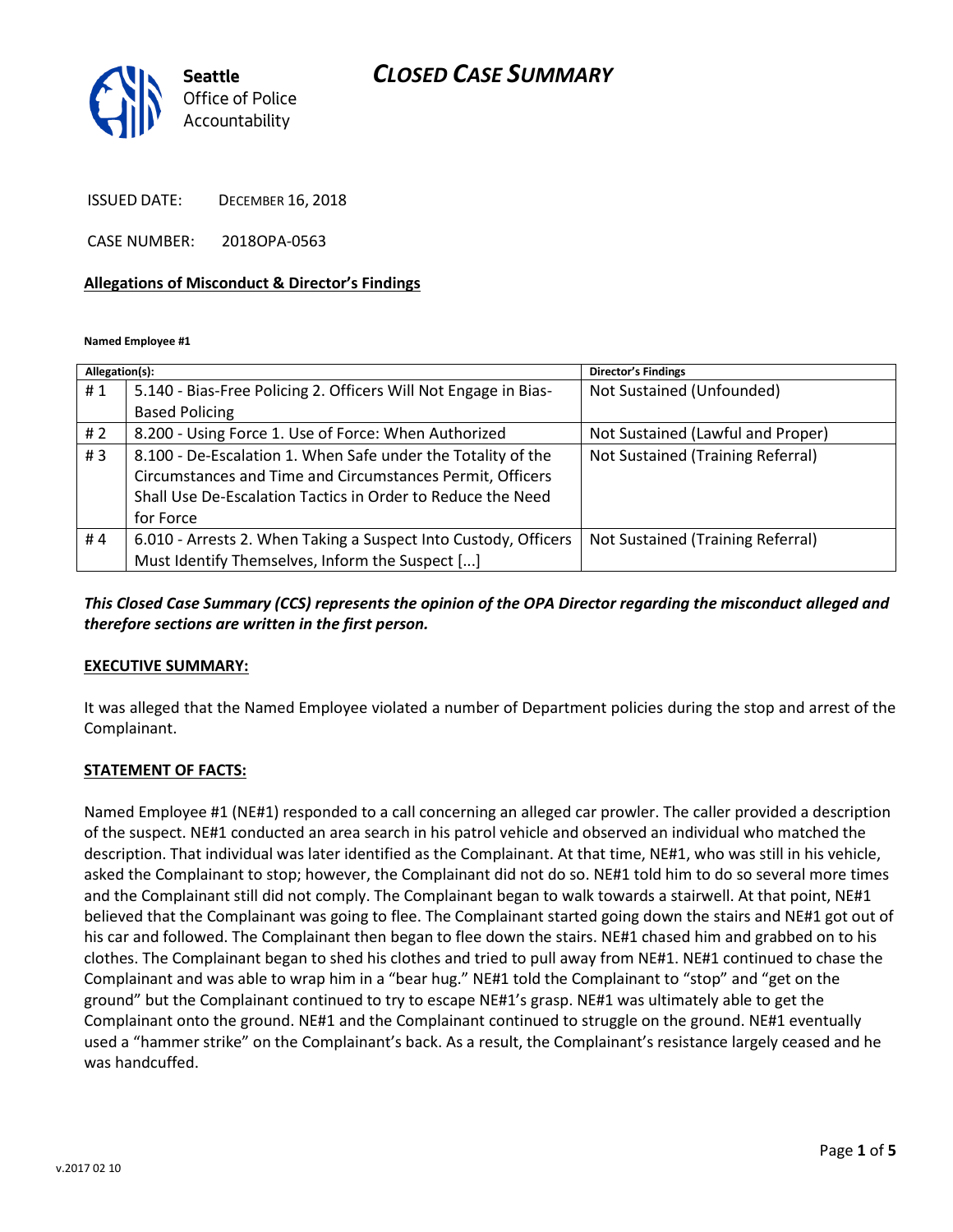# CLOSED CASE SUMMARY

Seattle Office of Police Accountability

ISSUED DATE: DECEMBER 16, 2018

CASE NUMBER: 2018OPA-0563

**Allegations of Misconduct & Director's Findings**

**Named Employee #1**

| Allegation(s): | | Director's Findings |
|---|---|---|
| # 1 | 5.140 - Bias-Free Policing 2. Officers Will Not Engage in Bias-Based Policing | Not Sustained (Unfounded) |
| # 2 | 8.200 - Using Force 1. Use of Force: When Authorized | Not Sustained (Lawful and Proper) |
| # 3 | 8.100 - De-Escalation 1. When Safe under the Totality of the Circumstances and Time and Circumstances Permit, Officers Shall Use De-Escalation Tactics in Order to Reduce the Need for Force | Not Sustained (Training Referral) |
| # 4 | 6.010 - Arrests 2. When Taking a Suspect Into Custody, Officers Must Identify Themselves, Inform the Suspect [...] | Not Sustained (Training Referral) |

***This Closed Case Summary (CCS) represents the opinion of the OPA Director regarding the misconduct alleged and therefore sections are written in the first person.***

**EXECUTIVE SUMMARY:**

It was alleged that the Named Employee violated a number of Department policies during the stop and arrest of the Complainant.

**STATEMENT OF FACTS:**

Named Employee #1 (NE#1) responded to a call concerning an alleged car prowler. The caller provided a description of the suspect. NE#1 conducted an area search in his patrol vehicle and observed an individual who matched the description. That individual was later identified as the Complainant. At that time, NE#1, who was still in his vehicle, asked the Complainant to stop; however, the Complainant did not do so. NE#1 told him to do so several more times and the Complainant still did not comply. The Complainant began to walk towards a stairwell. At that point, NE#1 believed that the Complainant was going to flee. The Complainant started going down the stairs and NE#1 got out of his car and followed. The Complainant then began to flee down the stairs. NE#1 chased him and grabbed on to his clothes. The Complainant began to shed his clothes and tried to pull away from NE#1. NE#1 continued to chase the Complainant and was able to wrap him in a "bear hug." NE#1 told the Complainant to "stop" and "get on the ground" but the Complainant continued to try to escape NE#1's grasp. NE#1 was ultimately able to get the Complainant onto the ground. NE#1 and the Complainant continued to struggle on the ground. NE#1 eventually used a "hammer strike" on the Complainant's back. As a result, the Complainant's resistance largely ceased and he was handcuffed.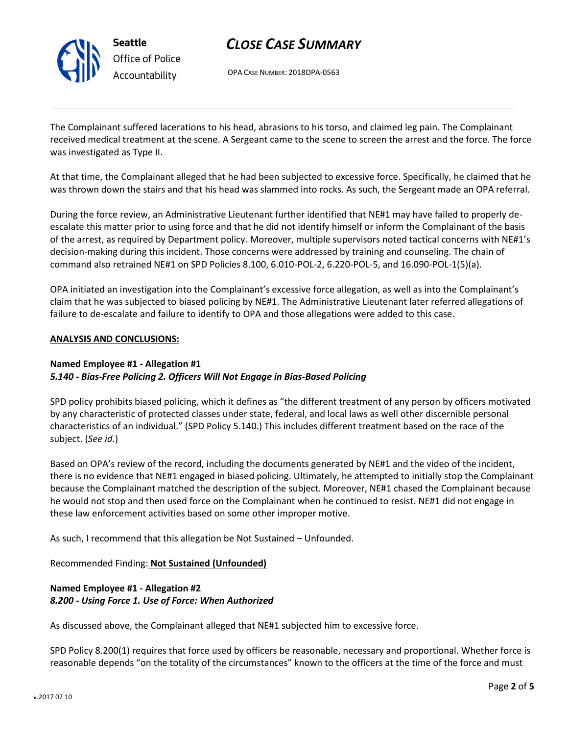The Complainant suffered lacerations to his head, abrasions to his torso, and claimed leg pain. The Complainant received medical treatment at the scene. A Sergeant came to the scene to screen the arrest and the force. The force was investigated as Type II.

At that time, the Complainant alleged that he had been subjected to excessive force. Specifically, he claimed that he was thrown down the stairs and that his head was slammed into rocks. As such, the Sergeant made an OPA referral.

During the force review, an Administrative Lieutenant further identified that NE#1 may have failed to properly de-escalate this matter prior to using force and that he did not identify himself or inform the Complainant of the basis of the arrest, as required by Department policy. Moreover, multiple supervisors noted tactical concerns with NE#1's decision-making during this incident. Those concerns were addressed by training and counseling. The chain of command also retrained NE#1 on SPD Policies 8.100, 6.010-POL-2, 6.220-POL-5, and 16.090-POL-1(5)(a).

OPA initiated an investigation into the Complainant's excessive force allegation, as well as into the Complainant's claim that he was subjected to biased policing by NE#1. The Administrative Lieutenant later referred allegations of failure to de-escalate and failure to identify to OPA and those allegations were added to this case.

**ANALYSIS AND CONCLUSIONS:**

**Named Employee #1 - Allegation #1**
***5.140 - Bias-Free Policing 2. Officers Will Not Engage in Bias-Based Policing***

SPD policy prohibits biased policing, which it defines as "the different treatment of any person by officers motivated by any characteristic of protected classes under state, federal, and local laws as well other discernible personal characteristics of an individual." (SPD Policy 5.140.) This includes different treatment based on the race of the subject. (*See id*.)

Based on OPA's review of the record, including the documents generated by NE#1 and the video of the incident, there is no evidence that NE#1 engaged in biased policing. Ultimately, he attempted to initially stop the Complainant because the Complainant matched the description of the subject. Moreover, NE#1 chased the Complainant because he would not stop and then used force on the Complainant when he continued to resist. NE#1 did not engage in these law enforcement activities based on some other improper motive.

As such, I recommend that this allegation be Not Sustained – Unfounded.

Recommended Finding: **Not Sustained (Unfounded)**

**Named Employee #1 - Allegation #2**
***8.200 - Using Force 1. Use of Force: When Authorized***

As discussed above, the Complainant alleged that NE#1 subjected him to excessive force.

SPD Policy 8.200(1) requires that force used by officers be reasonable, necessary and proportional. Whether force is reasonable depends "on the totality of the circumstances" known to the officers at the time of the force and must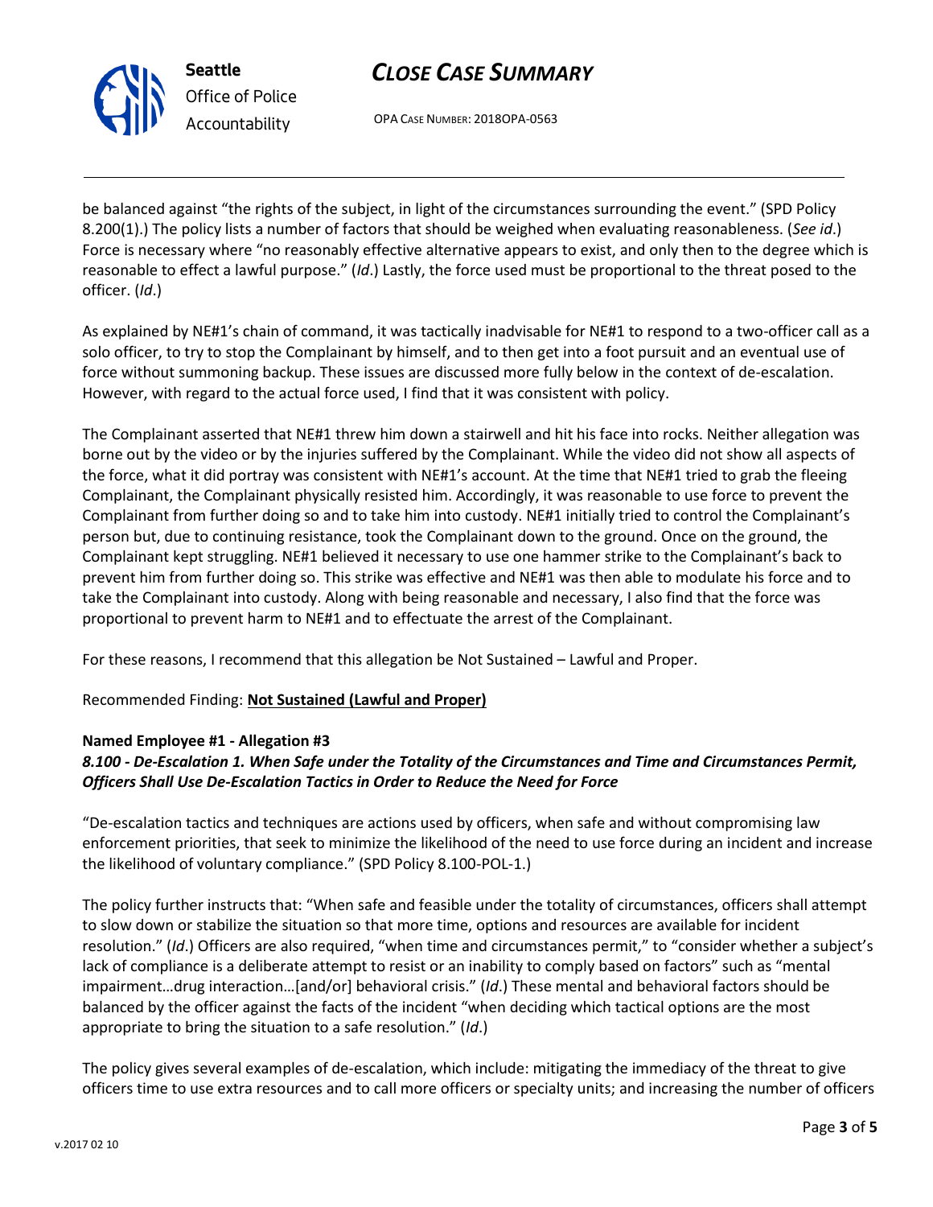be balanced against "the rights of the subject, in light of the circumstances surrounding the event." (SPD Policy 8.200(1).) The policy lists a number of factors that should be weighed when evaluating reasonableness. (*See id*.) Force is necessary where "no reasonably effective alternative appears to exist, and only then to the degree which is reasonable to effect a lawful purpose." (*Id*.) Lastly, the force used must be proportional to the threat posed to the officer. (*Id*.)

As explained by NE#1's chain of command, it was tactically inadvisable for NE#1 to respond to a two-officer call as a solo officer, to try to stop the Complainant by himself, and to then get into a foot pursuit and an eventual use of force without summoning backup. These issues are discussed more fully below in the context of de-escalation. However, with regard to the actual force used, I find that it was consistent with policy.

The Complainant asserted that NE#1 threw him down a stairwell and hit his face into rocks. Neither allegation was borne out by the video or by the injuries suffered by the Complainant. While the video did not show all aspects of the force, what it did portray was consistent with NE#1's account. At the time that NE#1 tried to grab the fleeing Complainant, the Complainant physically resisted him. Accordingly, it was reasonable to use force to prevent the Complainant from further doing so and to take him into custody. NE#1 initially tried to control the Complainant's person but, due to continuing resistance, took the Complainant down to the ground. Once on the ground, the Complainant kept struggling. NE#1 believed it necessary to use one hammer strike to the Complainant's back to prevent him from further doing so. This strike was effective and NE#1 was then able to modulate his force and to take the Complainant into custody. Along with being reasonable and necessary, I also find that the force was proportional to prevent harm to NE#1 and to effectuate the arrest of the Complainant.

For these reasons, I recommend that this allegation be Not Sustained – Lawful and Proper.

Recommended Finding: **Not Sustained (Lawful and Proper)**

**Named Employee #1 - Allegation #3**
***8.100 - De-Escalation 1. When Safe under the Totality of the Circumstances and Time and Circumstances Permit, Officers Shall Use De-Escalation Tactics in Order to Reduce the Need for Force***

"De-escalation tactics and techniques are actions used by officers, when safe and without compromising law enforcement priorities, that seek to minimize the likelihood of the need to use force during an incident and increase the likelihood of voluntary compliance." (SPD Policy 8.100-POL-1.)

The policy further instructs that: "When safe and feasible under the totality of circumstances, officers shall attempt to slow down or stabilize the situation so that more time, options and resources are available for incident resolution." (*Id*.) Officers are also required, "when time and circumstances permit," to "consider whether a subject's lack of compliance is a deliberate attempt to resist or an inability to comply based on factors" such as "mental impairment…drug interaction…[and/or] behavioral crisis." (*Id*.) These mental and behavioral factors should be balanced by the officer against the facts of the incident "when deciding which tactical options are the most appropriate to bring the situation to a safe resolution." (*Id*.)

The policy gives several examples of de-escalation, which include: mitigating the immediacy of the threat to give officers time to use extra resources and to call more officers or specialty units; and increasing the number of officers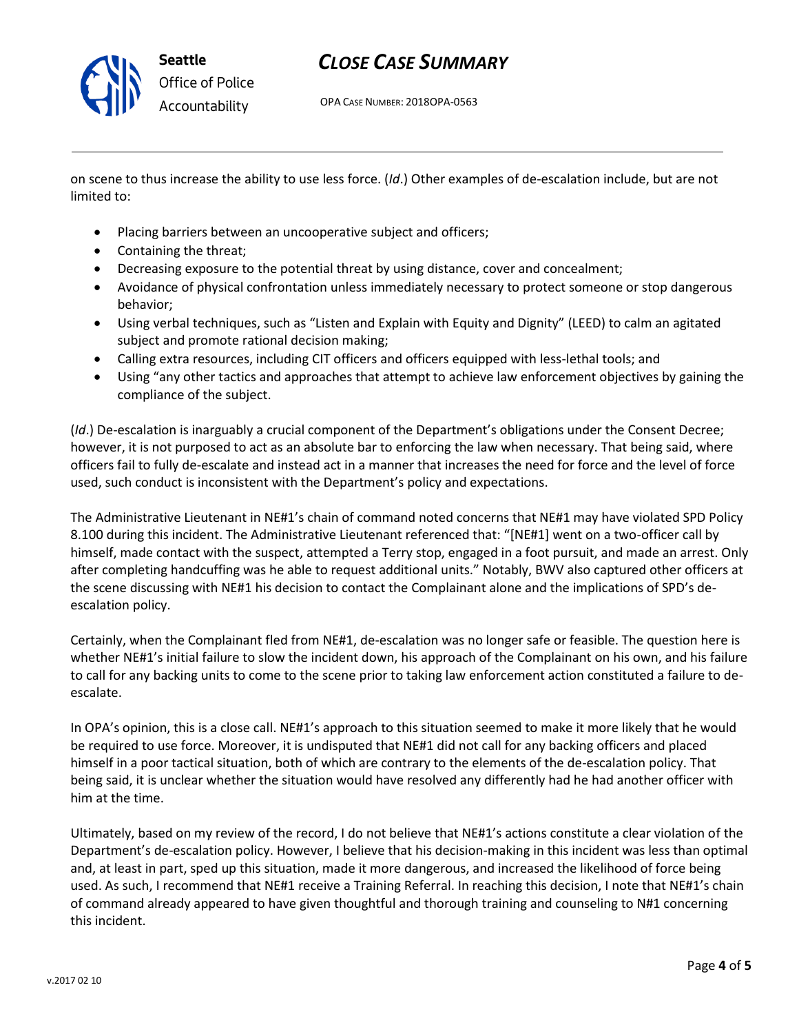on scene to thus increase the ability to use less force. (*Id*.) Other examples of de-escalation include, but are not limited to:

- Placing barriers between an uncooperative subject and officers;
- Containing the threat;
- Decreasing exposure to the potential threat by using distance, cover and concealment;
- Avoidance of physical confrontation unless immediately necessary to protect someone or stop dangerous behavior;
- Using verbal techniques, such as "Listen and Explain with Equity and Dignity" (LEED) to calm an agitated subject and promote rational decision making;
- Calling extra resources, including CIT officers and officers equipped with less-lethal tools; and
- Using "any other tactics and approaches that attempt to achieve law enforcement objectives by gaining the compliance of the subject.

(*Id*.) De-escalation is inarguably a crucial component of the Department's obligations under the Consent Decree; however, it is not purposed to act as an absolute bar to enforcing the law when necessary. That being said, where officers fail to fully de-escalate and instead act in a manner that increases the need for force and the level of force used, such conduct is inconsistent with the Department's policy and expectations.

The Administrative Lieutenant in NE#1's chain of command noted concerns that NE#1 may have violated SPD Policy 8.100 during this incident. The Administrative Lieutenant referenced that: "[NE#1] went on a two-officer call by himself, made contact with the suspect, attempted a Terry stop, engaged in a foot pursuit, and made an arrest. Only after completing handcuffing was he able to request additional units." Notably, BWV also captured other officers at the scene discussing with NE#1 his decision to contact the Complainant alone and the implications of SPD's de-escalation policy.

Certainly, when the Complainant fled from NE#1, de-escalation was no longer safe or feasible. The question here is whether NE#1's initial failure to slow the incident down, his approach of the Complainant on his own, and his failure to call for any backing units to come to the scene prior to taking law enforcement action constituted a failure to de-escalate.

In OPA's opinion, this is a close call. NE#1's approach to this situation seemed to make it more likely that he would be required to use force. Moreover, it is undisputed that NE#1 did not call for any backing officers and placed himself in a poor tactical situation, both of which are contrary to the elements of the de-escalation policy. That being said, it is unclear whether the situation would have resolved any differently had he had another officer with him at the time.

Ultimately, based on my review of the record, I do not believe that NE#1's actions constitute a clear violation of the Department's de-escalation policy. However, I believe that his decision-making in this incident was less than optimal and, at least in part, sped up this situation, made it more dangerous, and increased the likelihood of force being used. As such, I recommend that NE#1 receive a Training Referral. In reaching this decision, I note that NE#1's chain of command already appeared to have given thoughtful and thorough training and counseling to N#1 concerning this incident.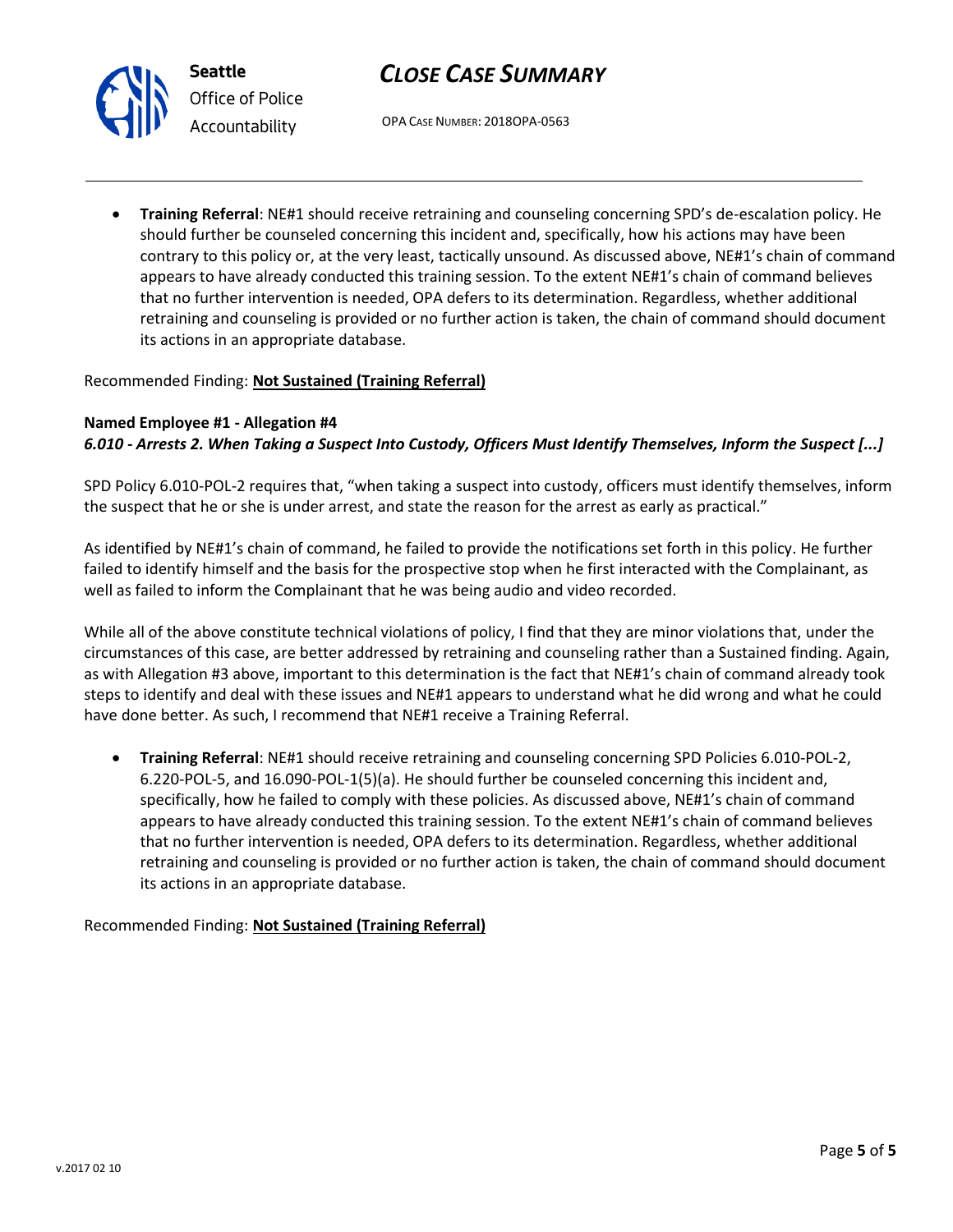- **Training Referral**: NE#1 should receive retraining and counseling concerning SPD's de-escalation policy. He should further be counseled concerning this incident and, specifically, how his actions may have been contrary to this policy or, at the very least, tactically unsound. As discussed above, NE#1's chain of command appears to have already conducted this training session. To the extent NE#1's chain of command believes that no further intervention is needed, OPA defers to its determination. Regardless, whether additional retraining and counseling is provided or no further action is taken, the chain of command should document its actions in an appropriate database.

Recommended Finding: **Not Sustained (Training Referral)**

**Named Employee #1 - Allegation #4**
***6.010 - Arrests 2. When Taking a Suspect Into Custody, Officers Must Identify Themselves, Inform the Suspect [...]***

SPD Policy 6.010-POL-2 requires that, "when taking a suspect into custody, officers must identify themselves, inform the suspect that he or she is under arrest, and state the reason for the arrest as early as practical."

As identified by NE#1's chain of command, he failed to provide the notifications set forth in this policy. He further failed to identify himself and the basis for the prospective stop when he first interacted with the Complainant, as well as failed to inform the Complainant that he was being audio and video recorded.

While all of the above constitute technical violations of policy, I find that they are minor violations that, under the circumstances of this case, are better addressed by retraining and counseling rather than a Sustained finding. Again, as with Allegation #3 above, important to this determination is the fact that NE#1's chain of command already took steps to identify and deal with these issues and NE#1 appears to understand what he did wrong and what he could have done better. As such, I recommend that NE#1 receive a Training Referral.

- **Training Referral**: NE#1 should receive retraining and counseling concerning SPD Policies 6.010-POL-2, 6.220-POL-5, and 16.090-POL-1(5)(a). He should further be counseled concerning this incident and, specifically, how he failed to comply with these policies. As discussed above, NE#1's chain of command appears to have already conducted this training session. To the extent NE#1's chain of command believes that no further intervention is needed, OPA defers to its determination. Regardless, whether additional retraining and counseling is provided or no further action is taken, the chain of command should document its actions in an appropriate database.

Recommended Finding: **Not Sustained (Training Referral)**